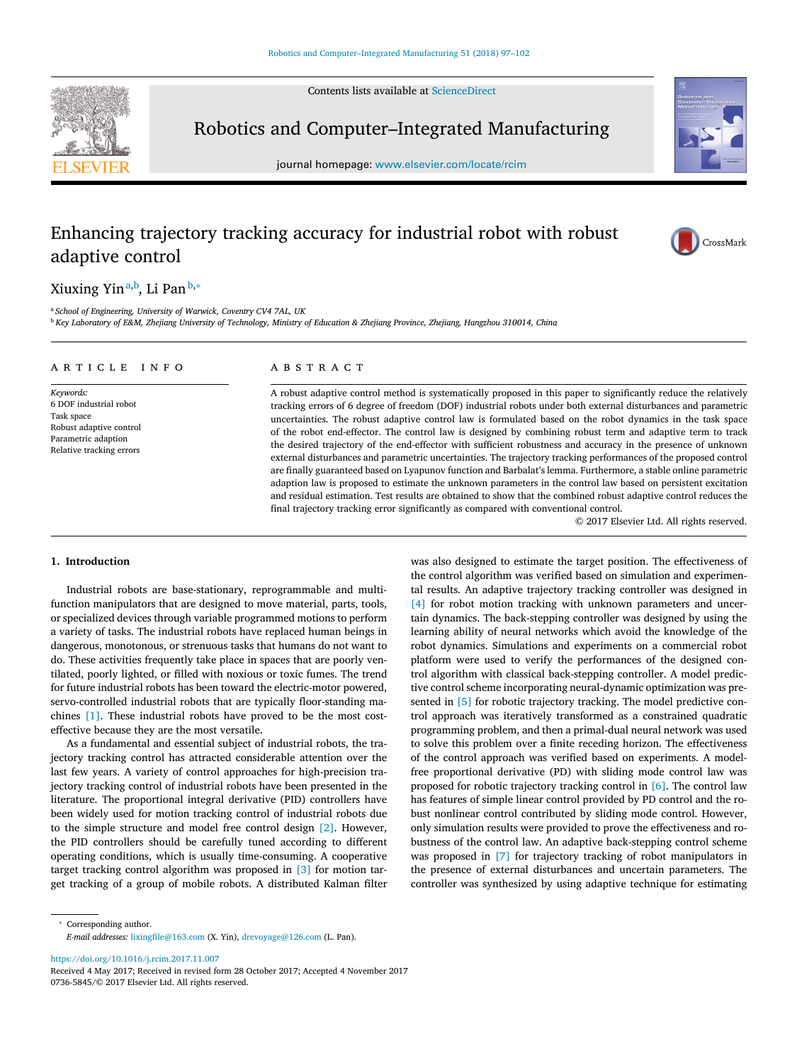# Enhancing trajectory tracking accuracy for industrial robot with robust adaptive control

Xiuxing Yin[a,b], Li Pan[b,*]

[a] School of Engineering, University of Warwick, Coventry CV4 7AL, UK
[b] Key Laboratory of E&M, Zhejiang University of Technology, Ministry of Education & Zhejiang Province, Zhejiang, Hangzhou 310014, China

## ARTICLE INFO

*Keywords:*
6 DOF industrial robot
Task space
Robust adaptive control
Parametric adaption
Relative tracking errors

## ABSTRACT

A robust adaptive control method is systematically proposed in this paper to significantly reduce the relatively tracking errors of 6 degree of freedom (DOF) industrial robots under both external disturbances and parametric uncertainties. The robust adaptive control law is formulated based on the robot dynamics in the task space of the robot end-effector. The control law is designed by combining robust term and adaptive term to track the desired trajectory of the end-effector with sufficient robustness and accuracy in the presence of unknown external disturbances and parametric uncertainties. The trajectory tracking performances of the proposed control are finally guaranteed based on Lyapunov function and Barbalat's lemma. Furthermore, a stable online parametric adaption law is proposed to estimate the unknown parameters in the control law based on persistent excitation and residual estimation. Test results are obtained to show that the combined robust adaptive control reduces the final trajectory tracking error significantly as compared with conventional control.

© 2017 Elsevier Ltd. All rights reserved.

## 1. Introduction

Industrial robots are base-stationary, reprogrammable and multi-function manipulators that are designed to move material, parts, tools, or specialized devices through variable programmed motions to perform a variety of tasks. The industrial robots have replaced human beings in dangerous, monotonous, or strenuous tasks that humans do not want to do. These activities frequently take place in spaces that are poorly ventilated, poorly lighted, or filled with noxious or toxic fumes. The trend for future industrial robots has been toward the electric-motor powered, servo-controlled industrial robots that are typically floor-standing machines [1]. These industrial robots have proved to be the most cost-effective because they are the most versatile.

As a fundamental and essential subject of industrial robots, the trajectory tracking control has attracted considerable attention over the last few years. A variety of control approaches for high-precision trajectory tracking control of industrial robots have been presented in the literature. The proportional integral derivative (PID) controllers have been widely used for motion tracking control of industrial robots due to the simple structure and model free control design [2]. However, the PID controllers should be carefully tuned according to different operating conditions, which is usually time-consuming. A cooperative target tracking control algorithm was proposed in [3] for motion target tracking of a group of mobile robots. A distributed Kalman filter was also designed to estimate the target position. The effectiveness of the control algorithm was verified based on simulation and experimental results. An adaptive trajectory tracking controller was designed in [4] for robot motion tracking with unknown parameters and uncertain dynamics. The back-stepping controller was designed by using the learning ability of neural networks which avoid the knowledge of the robot dynamics. Simulations and experiments on a commercial robot platform were used to verify the performances of the designed control algorithm with classical back-stepping controller. A model predictive control scheme incorporating neural-dynamic optimization was presented in [5] for robotic trajectory tracking. The model predictive control approach was iteratively transformed as a constrained quadratic programming problem, and then a primal-dual neural network was used to solve this problem over a finite receding horizon. The effectiveness of the control approach was verified based on experiments. A model-free proportional derivative (PD) with sliding mode control law was proposed for robotic trajectory tracking control in [6]. The control law has features of simple linear control provided by PD control and the robust nonlinear control contributed by sliding mode control. However, only simulation results were provided to prove the effectiveness and robustness of the control law. An adaptive back-stepping control scheme was proposed in [7] for trajectory tracking of robot manipulators in the presence of external disturbances and uncertain parameters. The controller was synthesized by using adaptive technique for estimating

* Corresponding author.
*E-mail addresses:* lixingfile@163.com (X. Yin), drevoyage@126.com (L. Pan).

https://doi.org/10.1016/j.rcim.2017.11.007
Received 4 May 2017; Received in revised form 28 October 2017; Accepted 4 November 2017
0736-5845/© 2017 Elsevier Ltd. All rights reserved.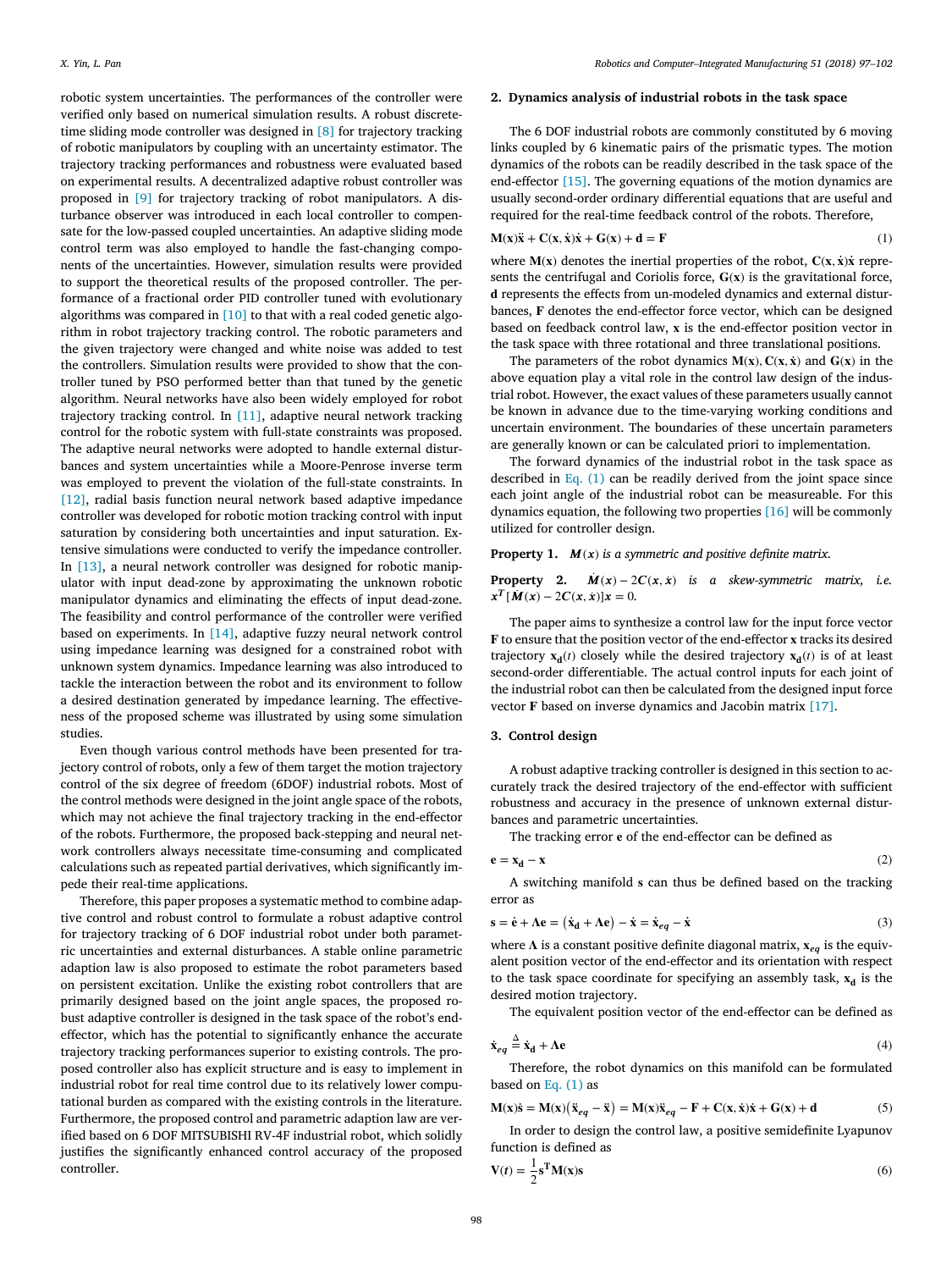robotic system uncertainties. The performances of the controller were verified only based on numerical simulation results. A robust discrete-time sliding mode controller was designed in [8] for trajectory tracking of robotic manipulators by coupling with an uncertainty estimator. The trajectory tracking performances and robustness were evaluated based on experimental results. A decentralized adaptive robust controller was proposed in [9] for trajectory tracking of robot manipulators. A disturbance observer was introduced in each local controller to compensate for the low-passed coupled uncertainties. An adaptive sliding mode control term was also employed to handle the fast-changing components of the uncertainties. However, simulation results were provided to support the theoretical results of the proposed controller. The performance of a fractional order PID controller tuned with evolutionary algorithms was compared in [10] to that with a real coded genetic algorithm in robot trajectory tracking control. The robotic parameters and the given trajectory were changed and white noise was added to test the controllers. Simulation results were provided to show that the controller tuned by PSO performed better than that tuned by the genetic algorithm. Neural networks have also been widely employed for robot trajectory tracking control. In [11], adaptive neural network tracking control for the robotic system with full-state constraints was proposed. The adaptive neural networks were adopted to handle external disturbances and system uncertainties while a Moore-Penrose inverse term was employed to prevent the violation of the full-state constraints. In [12], radial basis function neural network based adaptive impedance controller was developed for robotic motion tracking control with input saturation by considering both uncertainties and input saturation. Extensive simulations were conducted to verify the impedance controller. In [13], a neural network controller was designed for robotic manipulator with input dead-zone by approximating the unknown robotic manipulator dynamics and eliminating the effects of input dead-zone. The feasibility and control performance of the controller were verified based on experiments. In [14], adaptive fuzzy neural network control using impedance learning was designed for a constrained robot with unknown system dynamics. Impedance learning was also introduced to tackle the interaction between the robot and its environment to follow a desired destination generated by impedance learning. The effectiveness of the proposed scheme was illustrated by using some simulation studies.

Even though various control methods have been presented for trajectory control of robots, only a few of them target the motion trajectory control of the six degree of freedom (6DOF) industrial robots. Most of the control methods were designed in the joint angle space of the robots, which may not achieve the final trajectory tracking in the end-effector of the robots. Furthermore, the proposed back-stepping and neural network controllers always necessitate time-consuming and complicated calculations such as repeated partial derivatives, which significantly impede their real-time applications.

Therefore, this paper proposes a systematic method to combine adaptive control and robust control to formulate a robust adaptive control for trajectory tracking of 6 DOF industrial robot under both parametric uncertainties and external disturbances. A stable online parametric adaption law is also proposed to estimate the robot parameters based on persistent excitation. Unlike the existing robot controllers that are primarily designed based on the joint angle spaces, the proposed robust adaptive controller is designed in the task space of the robot's end-effector, which has the potential to significantly enhance the accurate trajectory tracking performances superior to existing controls. The proposed controller also has explicit structure and is easy to implement in industrial robot for real time control due to its relatively lower computational burden as compared with the existing controls in the literature. Furthermore, the proposed control and parametric adaption law are verified based on 6 DOF MITSUBISHI RV-4F industrial robot, which solidly justifies the significantly enhanced control accuracy of the proposed controller.

## 2. Dynamics analysis of industrial robots in the task space

The 6 DOF industrial robots are commonly constituted by 6 moving links coupled by 6 kinematic pairs of the prismatic types. The motion dynamics of the robots can be readily described in the task space of the end-effector [15]. The governing equations of the motion dynamics are usually second-order ordinary differential equations that are useful and required for the real-time feedback control of the robots. Therefore,

$$\mathbf{M}(\mathbf{x})\ddot{\mathbf{x}} + \mathbf{C}(\mathbf{x},\dot{\mathbf{x}})\dot{\mathbf{x}} + \mathbf{G}(\mathbf{x}) + \mathbf{d} = \mathbf{F} \tag{1}$$

where $\mathbf{M}(\mathbf{x})$ denotes the inertial properties of the robot, $\mathbf{C}(\mathbf{x},\dot{\mathbf{x}})\dot{\mathbf{x}}$ represents the centrifugal and Coriolis force, $\mathbf{G}(\mathbf{x})$ is the gravitational force, $\mathbf{d}$ represents the effects from un-modeled dynamics and external disturbances, $\mathbf{F}$ denotes the end-effector force vector, which can be designed based on feedback control law, $\mathbf{x}$ is the end-effector position vector in the task space with three rotational and three translational positions.

The parameters of the robot dynamics $\mathbf{M}(\mathbf{x}), \mathbf{C}(\mathbf{x},\dot{\mathbf{x}})$ and $\mathbf{G}(\mathbf{x})$ in the above equation play a vital role in the control law design of the industrial robot. However, the exact values of these parameters usually cannot be known in advance due to the time-varying working conditions and uncertain environment. The boundaries of these uncertain parameters are generally known or can be calculated priori to implementation.

The forward dynamics of the industrial robot in the task space as described in Eq. (1) can be readily derived from the joint space since each joint angle of the industrial robot can be measureable. For this dynamics equation, the following two properties [16] will be commonly utilized for controller design.

**Property 1.** *$\boldsymbol{M}(x)$ is a symmetric and positive definite matrix.*

**Property 2.** *$\dot{\boldsymbol{M}}(x) - 2\boldsymbol{C}(x,\dot{x})$ is a skew-symmetric matrix, i.e. $x^T[\dot{\boldsymbol{M}}(x) - 2\boldsymbol{C}(x,\dot{x})]x = 0$.*

The paper aims to synthesize a control law for the input force vector $\mathbf{F}$ to ensure that the position vector of the end-effector $\mathbf{x}$ tracks its desired trajectory $\mathbf{x_d}(t)$ closely while the desired trajectory $\mathbf{x_d}(t)$ is of at least second-order differentiable. The actual control inputs for each joint of the industrial robot can then be calculated from the designed input force vector $\mathbf{F}$ based on inverse dynamics and Jacobin matrix [17].

## 3. Control design

A robust adaptive tracking controller is designed in this section to accurately track the desired trajectory of the end-effector with sufficient robustness and accuracy in the presence of unknown external disturbances and parametric uncertainties.

The tracking error $\mathbf{e}$ of the end-effector can be defined as

$$\mathbf{e} = \mathbf{x_d} - \mathbf{x} \tag{2}$$

A switching manifold $\mathbf{s}$ can thus be defined based on the tracking error as

$$\mathbf{s} = \dot{\mathbf{e}} + \mathbf{\Lambda}\mathbf{e} = \left(\dot{\mathbf{x}}_\mathbf{d} + \mathbf{\Lambda}\mathbf{e}\right) - \dot{\mathbf{x}} = \dot{\mathbf{x}}_{eq} - \dot{\mathbf{x}} \tag{3}$$

where $\mathbf{\Lambda}$ is a constant positive definite diagonal matrix, $\mathbf{x}_{eq}$ is the equivalent position vector of the end-effector and its orientation with respect to the task space coordinate for specifying an assembly task, $\mathbf{x_d}$ is the desired motion trajectory.

The equivalent position vector of the end-effector can be defined as

$$\dot{\mathbf{x}}_{eq} \overset{\Delta}{=} \dot{\mathbf{x}}_\mathbf{d} + \mathbf{\Lambda}\mathbf{e} \tag{4}$$

Therefore, the robot dynamics on this manifold can be formulated based on Eq. (1) as

$$\mathbf{M}(\mathbf{x})\dot{\mathbf{s}} = \mathbf{M}(\mathbf{x})\left(\ddot{\mathbf{x}}_{eq} - \ddot{\mathbf{x}}\right) = \mathbf{M}(\mathbf{x})\ddot{\mathbf{x}}_{eq} - \mathbf{F} + \mathbf{C}(\mathbf{x},\dot{\mathbf{x}})\dot{\mathbf{x}} + \mathbf{G}(\mathbf{x}) + \mathbf{d} \tag{5}$$

In order to design the control law, a positive semidefinite Lyapunov function is defined as

$$\mathbf{V}(t) = \frac{1}{2}\mathbf{s}^\mathbf{T}\mathbf{M}(\mathbf{x})\mathbf{s} \tag{6}$$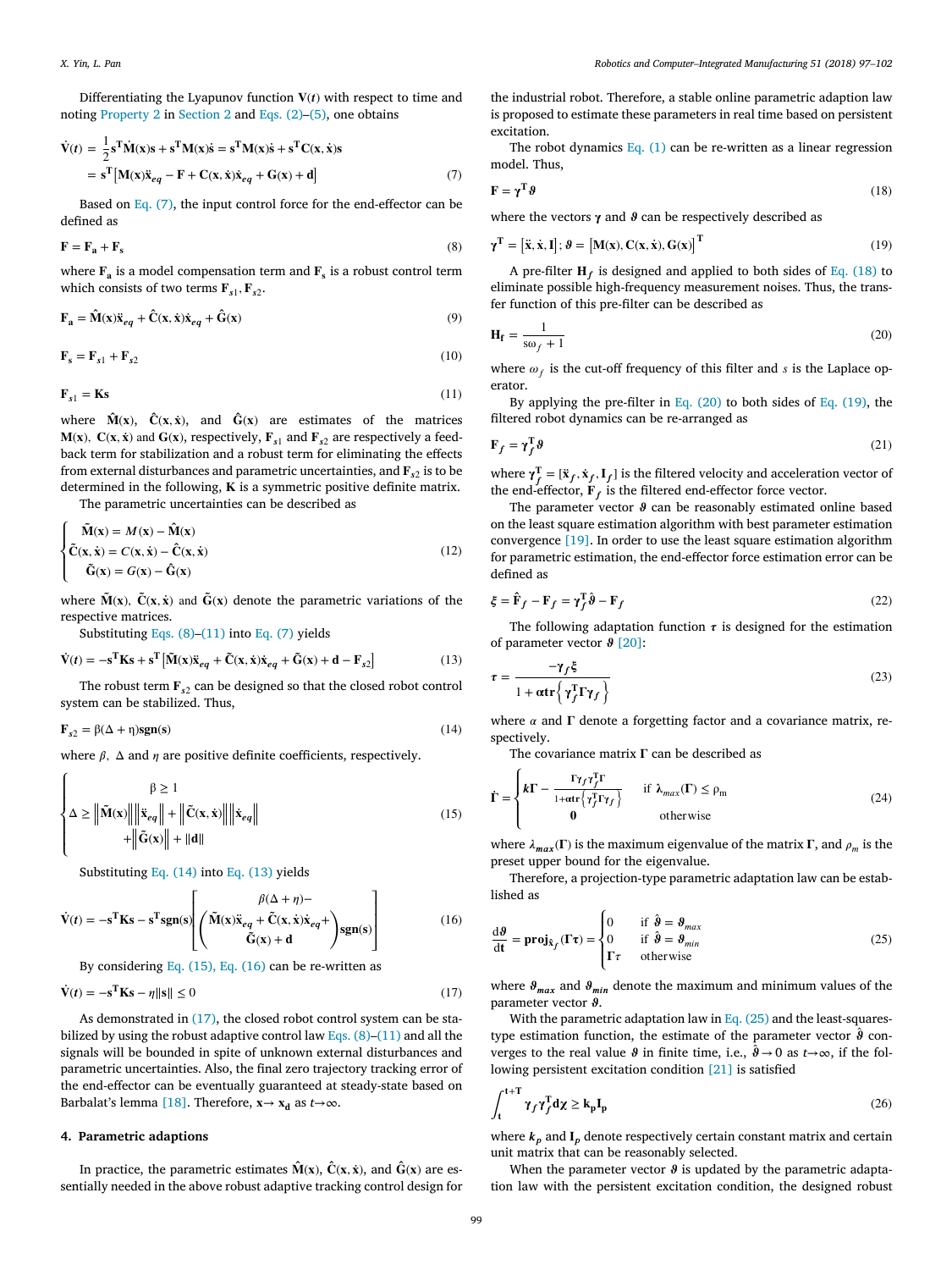Differentiating the Lyapunov function $\mathbf{V}(t)$ with respect to time and noting Property 2 in Section 2 and Eqs. (2)–(5), one obtains

$$\begin{aligned}\dot{\mathbf{V}}(t) &= \frac{1}{2}\mathbf{s}^{\mathbf{T}}\dot{\mathbf{M}}(\mathbf{x})\mathbf{s} + \mathbf{s}^{\mathbf{T}}\mathbf{M}(\mathbf{x})\dot{\mathbf{s}} = \mathbf{s}^{\mathbf{T}}\mathbf{M}(\mathbf{x})\dot{\mathbf{s}} + \mathbf{s}^{\mathbf{T}}\mathbf{C}(\mathbf{x},\dot{\mathbf{x}})\mathbf{s} \\ &= \mathbf{s}^{\mathbf{T}}\left[\mathbf{M}(\mathbf{x})\ddot{\mathbf{x}}_{eq} - \mathbf{F} + \mathbf{C}(\mathbf{x},\dot{\mathbf{x}})\dot{\mathbf{x}}_{eq} + \mathbf{G}(\mathbf{x}) + \mathbf{d}\right]\end{aligned} \tag{7}$$

Based on Eq. (7), the input control force for the end-effector can be defined as

$$\mathbf{F} = \mathbf{F_a} + \mathbf{F_s} \tag{8}$$

where $\mathbf{F_a}$ is a model compensation term and $\mathbf{F_s}$ is a robust control term which consists of two terms $\mathbf{F}_{s1}, \mathbf{F}_{s2}$.

$$\mathbf{F_a} = \hat{\mathbf{M}}(\mathbf{x})\ddot{\mathbf{x}}_{eq} + \hat{\mathbf{C}}(\mathbf{x},\dot{\mathbf{x}})\dot{\mathbf{x}}_{eq} + \hat{\mathbf{G}}(\mathbf{x}) \tag{9}$$

$$\mathbf{F_s} = \mathbf{F}_{s1} + \mathbf{F}_{s2} \tag{10}$$

$$\mathbf{F}_{s1} = \mathbf{Ks} \tag{11}$$

where $\hat{\mathbf{M}}(\mathbf{x})$, $\hat{\mathbf{C}}(\mathbf{x},\dot{\mathbf{x}})$, and $\hat{\mathbf{G}}(\mathbf{x})$ are estimates of the matrices $\mathbf{M}(\mathbf{x})$, $\mathbf{C}(\mathbf{x},\dot{\mathbf{x}})$ and $\mathbf{G}(\mathbf{x})$, respectively, $\mathbf{F}_{s1}$ and $\mathbf{F}_{s2}$ are respectively a feedback term for stabilization and a robust term for eliminating the effects from external disturbances and parametric uncertainties, and $\mathbf{F}_{s2}$ is to be determined in the following, $\mathbf{K}$ is a symmetric positive definite matrix.

The parametric uncertainties can be described as

$$\begin{cases} \tilde{\mathbf{M}}(\mathbf{x}) = M(\mathbf{x}) - \hat{\mathbf{M}}(\mathbf{x}) \\ \tilde{\mathbf{C}}(\mathbf{x},\dot{\mathbf{x}}) = C(\mathbf{x},\dot{\mathbf{x}}) - \hat{\mathbf{C}}(\mathbf{x},\dot{\mathbf{x}}) \\ \tilde{\mathbf{G}}(\mathbf{x}) = G(\mathbf{x}) - \hat{\mathbf{G}}(\mathbf{x}) \end{cases} \tag{12}$$

where $\tilde{\mathbf{M}}(\mathbf{x})$, $\tilde{\mathbf{C}}(\mathbf{x},\dot{\mathbf{x}})$ and $\tilde{\mathbf{G}}(\mathbf{x})$ denote the parametric variations of the respective matrices.

Substituting Eqs. (8)–(11) into Eq. (7) yields

$$\dot{\mathbf{V}}(t) = -\mathbf{s}^{\mathbf{T}}\mathbf{Ks} + \mathbf{s}^{\mathbf{T}}\left[\tilde{\mathbf{M}}(\mathbf{x})\ddot{\mathbf{x}}_{eq} + \tilde{\mathbf{C}}(\mathbf{x},\dot{\mathbf{x}})\dot{\mathbf{x}}_{eq} + \tilde{\mathbf{G}}(\mathbf{x}) + \mathbf{d} - \mathbf{F}_{s2}\right] \tag{13}$$

The robust term $\mathbf{F}_{s2}$ can be designed so that the closed robot control system can be stabilized. Thus,

$$\mathbf{F}_{s2} = \beta(\Delta + \eta)\mathbf{sgn(s)} \tag{14}$$

where $\beta$, $\Delta$ and $\eta$ are positive definite coefficients, respectively.

$$\begin{cases} \beta \ge 1 \\ \Delta \ge \left\|\tilde{\mathbf{M}}(\mathbf{x})\right\|\left\|\ddot{\mathbf{x}}_{eq}\right\| + \left\|\tilde{\mathbf{C}}(\mathbf{x},\dot{\mathbf{x}})\right\|\left\|\dot{\mathbf{x}}_{eq}\right\| \\ \quad + \left\|\tilde{\mathbf{G}}(\mathbf{x})\right\| + \|\mathbf{d}\| \end{cases} \tag{15}$$

Substituting Eq. (14) into Eq. (13) yields

$$\dot{\mathbf{V}}(t) = -\mathbf{s}^{\mathbf{T}}\mathbf{Ks} - \mathbf{s}^{\mathbf{T}}\mathbf{sgn(s)}\left[\begin{array}{c}\beta(\Delta+\eta) - \\ \left(\begin{array}{c}\tilde{\mathbf{M}}(\mathbf{x})\ddot{\mathbf{x}}_{eq} + \tilde{\mathbf{C}}(\mathbf{x},\dot{\mathbf{x}})\dot{\mathbf{x}}_{eq} + \\ \tilde{\mathbf{G}}(\mathbf{x}) + \mathbf{d}\end{array}\right)\mathbf{sgn(s)}\end{array}\right] \tag{16}$$

By considering Eq. (15), Eq. (16) can be re-written as

$$\dot{\mathbf{V}}(t) = -\mathbf{s}^{\mathbf{T}}\mathbf{Ks} - \eta\|\mathbf{s}\| \le 0 \tag{17}$$

As demonstrated in (17), the closed robot control system can be stabilized by using the robust adaptive control law Eqs. (8)–(11) and all the signals will be bounded in spite of unknown external disturbances and parametric uncertainties. Also, the final zero trajectory tracking error of the end-effector can be eventually guaranteed at steady-state based on Barbalat's lemma [18]. Therefore, $\mathbf{x} \to \mathbf{x_d}$ as $t \to \infty$.

## 4. Parametric adaptions

In practice, the parametric estimates $\hat{\mathbf{M}}(\mathbf{x})$, $\hat{\mathbf{C}}(\mathbf{x},\dot{\mathbf{x}})$, and $\hat{\mathbf{G}}(\mathbf{x})$ are essentially needed in the above robust adaptive tracking control design for the industrial robot. Therefore, a stable online parametric adaption law is proposed to estimate these parameters in real time based on persistent excitation.

The robot dynamics Eq. (1) can be re-written as a linear regression model. Thus,

$$\mathbf{F} = \boldsymbol{\gamma}^{\mathbf{T}}\boldsymbol{\vartheta} \tag{18}$$

where the vectors $\boldsymbol{\gamma}$ and $\boldsymbol{\vartheta}$ can be respectively described as

$$\boldsymbol{\gamma}^{\mathbf{T}} = \left[\ddot{\mathbf{x}}, \dot{\mathbf{x}}, \mathbf{I}\right]; \boldsymbol{\vartheta} = \left[\mathbf{M}(\mathbf{x}), \mathbf{C}(\mathbf{x},\dot{\mathbf{x}}), \mathbf{G}(\mathbf{x})\right]^{\mathbf{T}} \tag{19}$$

A pre-filter $\mathbf{H}_f$ is designed and applied to both sides of Eq. (18) to eliminate possible high-frequency measurement noises. Thus, the transfer function of this pre-filter can be described as

$$\mathbf{H_f} = \frac{1}{s\omega_f + 1} \tag{20}$$

where $\omega_f$ is the cut-off frequency of this filter and $s$ is the Laplace operator.

By applying the pre-filter in Eq. (20) to both sides of Eq. (19), the filtered robot dynamics can be re-arranged as

$$\mathbf{F}_f = \boldsymbol{\gamma}_f^{\mathbf{T}}\boldsymbol{\vartheta} \tag{21}$$

where $\boldsymbol{\gamma}_f^{\mathbf{T}} = [\ddot{\mathbf{x}}_f, \dot{\mathbf{x}}_f, \mathbf{I}_f]$ is the filtered velocity and acceleration vector of the end-effector, $\mathbf{F}_f$ is the filtered end-effector force vector.

The parameter vector $\boldsymbol{\vartheta}$ can be reasonably estimated online based on the least square estimation algorithm with best parameter estimation convergence [19]. In order to use the least square estimation algorithm for parametric estimation, the end-effector force estimation error can be defined as

$$\xi = \hat{\mathbf{F}}_f - \mathbf{F}_f = \boldsymbol{\gamma}_f^{\mathbf{T}}\hat{\boldsymbol{\vartheta}} - \mathbf{F}_f \tag{22}$$

The following adaptation function $\boldsymbol{\tau}$ is designed for the estimation of parameter vector $\boldsymbol{\vartheta}$ [20]:

$$\boldsymbol{\tau} = \frac{-\boldsymbol{\gamma}_f\xi}{1 + \boldsymbol{\alpha}\mathbf{tr}\left\{\boldsymbol{\gamma}_f^{\mathbf{T}}\boldsymbol{\Gamma}\boldsymbol{\gamma}_f\right\}} \tag{23}$$

where $\alpha$ and $\boldsymbol{\Gamma}$ denote a forgetting factor and a covariance matrix, respectively.

The covariance matrix $\boldsymbol{\Gamma}$ can be described as

$$\dot{\boldsymbol{\Gamma}} = \begin{cases} k\boldsymbol{\Gamma} - \dfrac{\boldsymbol{\Gamma}\boldsymbol{\gamma}_f\boldsymbol{\gamma}_f^{\mathbf{T}}\boldsymbol{\Gamma}}{1+\boldsymbol{\alpha}\mathbf{tr}\left\{\boldsymbol{\gamma}_f^{\mathbf{T}}\boldsymbol{\Gamma}\boldsymbol{\gamma}_f\right\}} & \text{if } \boldsymbol{\lambda}_{max}(\boldsymbol{\Gamma}) \le \rho_{\mathrm{m}} \\ \mathbf{0} & \text{otherwise} \end{cases} \tag{24}$$

where $\boldsymbol{\lambda}_{max}(\boldsymbol{\Gamma})$ is the maximum eigenvalue of the matrix $\boldsymbol{\Gamma}$, and $\rho_m$ is the preset upper bound for the eigenvalue.

Therefore, a projection-type parametric adaptation law can be established as

$$\frac{\mathrm{d}\boldsymbol{\vartheta}}{\mathrm{d}t} = \mathbf{proj}_{\hat{\boldsymbol{\vartheta}}_f}(\boldsymbol{\Gamma}\boldsymbol{\tau}) = \begin{cases} 0 & \text{if } \hat{\boldsymbol{\vartheta}} = \boldsymbol{\vartheta}_{max} \\ 0 & \text{if } \hat{\boldsymbol{\vartheta}} = \boldsymbol{\vartheta}_{min} \\ \boldsymbol{\Gamma}\tau & \text{otherwise} \end{cases} \tag{25}$$

where $\boldsymbol{\vartheta}_{max}$ and $\boldsymbol{\vartheta}_{min}$ denote the maximum and minimum values of the parameter vector $\boldsymbol{\vartheta}$.

With the parametric adaptation law in Eq. (25) and the least-squares-type estimation function, the estimate of the parameter vector $\hat{\boldsymbol{\vartheta}}$ converges to the real value $\boldsymbol{\vartheta}$ in finite time, i.e., $\tilde{\boldsymbol{\vartheta}} \to 0$ as $t \to \infty$, if the following persistent excitation condition [21] is satisfied

$$\int_{t}^{t+T} \boldsymbol{\gamma}_f\boldsymbol{\gamma}_f^{\mathbf{T}}\mathrm{d}\chi \ge \mathbf{k_p}\mathbf{I_p} \tag{26}$$

where $\boldsymbol{k}_p$ and $\mathbf{I}_p$ denote respectively certain constant matrix and certain unit matrix that can be reasonably selected.

When the parameter vector $\boldsymbol{\vartheta}$ is updated by the parametric adaptation law with the persistent excitation condition, the designed robust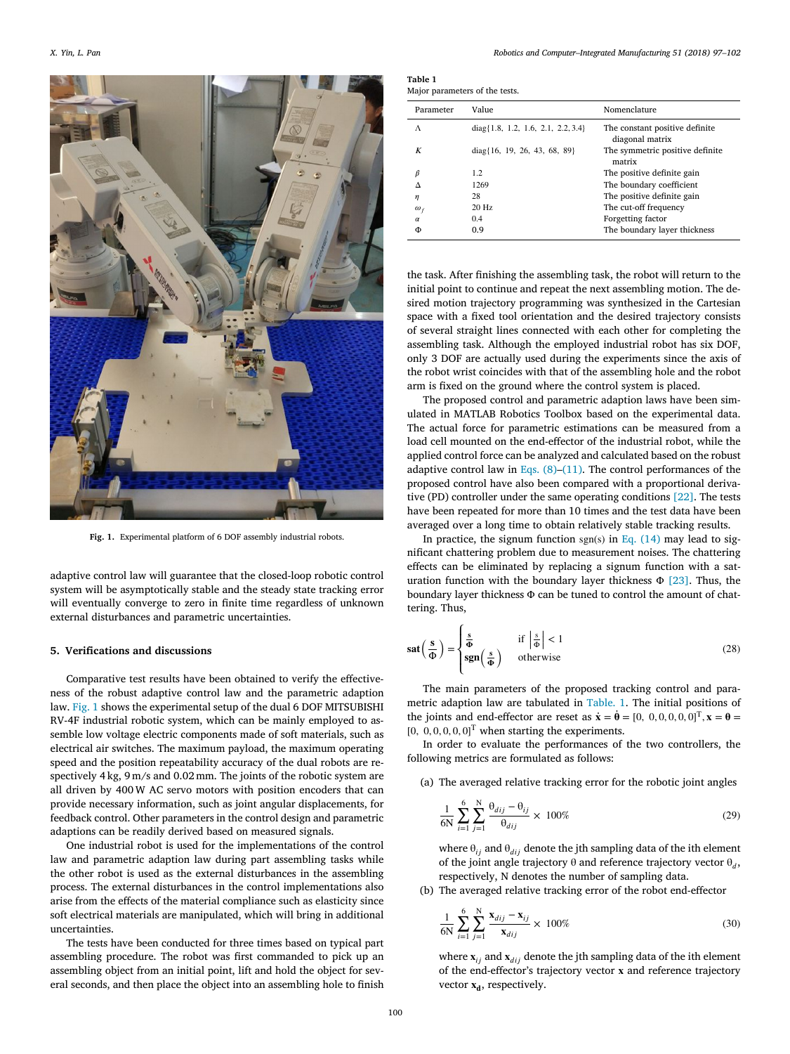Fig. 1. Experimental platform of 6 DOF assembly industrial robots.

adaptive control law will guarantee that the closed-loop robotic control system will be asymptotically stable and the steady state tracking error will eventually converge to zero in finite time regardless of unknown external disturbances and parametric uncertainties.

## 5. Verifications and discussions

Comparative test results have been obtained to verify the effectiveness of the robust adaptive control law and the parametric adaption law. Fig. 1 shows the experimental setup of the dual 6 DOF MITSUBISHI RV-4F industrial robotic system, which can be mainly employed to assemble low voltage electric components made of soft materials, such as electrical air switches. The maximum payload, the maximum operating speed and the position repeatability accuracy of the dual robots are respectively 4 kg, 9 m/s and 0.02 mm. The joints of the robotic system are all driven by 400 W AC servo motors with position encoders that can provide necessary information, such as joint angular displacements, for feedback control. Other parameters in the control design and parametric adaptions can be readily derived based on measured signals.

One industrial robot is used for the implementations of the control law and parametric adaption law during part assembling tasks while the other robot is used as the external disturbances in the assembling process. The external disturbances in the control implementations also arise from the effects of the material compliance such as elasticity since soft electrical materials are manipulated, which will bring in additional uncertainties.

The tests have been conducted for three times based on typical part assembling procedure. The robot was first commanded to pick up an assembling object from an initial point, lift and hold the object for several seconds, and then place the object into an assembling hole to finish the task. After finishing the assembling task, the robot will return to the initial point to continue and repeat the next assembling motion. The desired motion trajectory programming was synthesized in the Cartesian space with a fixed tool orientation and the desired trajectory consists of several straight lines connected with each other for completing the assembling task. Although the employed industrial robot has six DOF, only 3 DOF are actually used during the experiments since the axis of the robot wrist coincides with that of the assembling hole and the robot arm is fixed on the ground where the control system is placed.

Table 1
Major parameters of the tests.

| Parameter | Value | Nomenclature |
|---|---|---|
| $\Lambda$ | diag{1.8, 1.2, 1.6, 2.1, 2.2, 3.4} | The constant positive definite diagonal matrix |
| $K$ | diag{16, 19, 26, 43, 68, 89} | The symmetric positive definite matrix |
| $\beta$ | 1.2 | The positive definite gain |
| $\Delta$ | 1269 | The boundary coefficient |
| $\eta$ | 28 | The positive definite gain |
| $\omega_f$ | 20 Hz | The cut-off frequency |
| $\alpha$ | 0.4 | Forgetting factor |
| $\Phi$ | 0.9 | The boundary layer thickness |

The proposed control and parametric adaption laws have been simulated in MATLAB Robotics Toolbox based on the experimental data. The actual force for parametric estimations can be measured from a load cell mounted on the end-effector of the industrial robot, while the applied control force can be analyzed and calculated based on the robust adaptive control law in Eqs. (8)–(11). The control performances of the proposed control have also been compared with a proportional derivative (PD) controller under the same operating conditions [22]. The tests have been repeated for more than 10 times and the test data have been averaged over a long time to obtain relatively stable tracking results.

In practice, the signum function sgn(s) in Eq. (14) may lead to significant chattering problem due to measurement noises. The chattering effects can be eliminated by replacing a signum function with a saturation function with the boundary layer thickness $\Phi$ [23]. Thus, the boundary layer thickness $\Phi$ can be tuned to control the amount of chattering. Thus,

$$\mathbf{sat}\left(\frac{\mathbf{s}}{\Phi}\right) = \begin{cases} \frac{\mathbf{s}}{\Phi} & \text{if } \left|\frac{s}{\Phi}\right| < 1 \\ \mathbf{sgn}\left(\frac{\mathbf{s}}{\Phi}\right) & \text{otherwise} \end{cases} \tag{28}$$

The main parameters of the proposed tracking control and parametric adaption law are tabulated in Table. 1. The initial positions of the joints and end-effector are reset as $\dot{\mathbf{x}} = \dot{\boldsymbol{\theta}} = [0,\ 0, 0, 0, 0, 0]^{\mathrm{T}}, \mathbf{x} = \boldsymbol{\theta} = [0,\ 0, 0, 0, 0, 0]^{\mathrm{T}}$ when starting the experiments.

In order to evaluate the performances of the two controllers, the following metrics are formulated as follows:

(a) The averaged relative tracking error for the robotic joint angles

$$\frac{1}{6\mathrm{N}} \sum_{i=1}^{6} \sum_{j=1}^{\mathrm{N}} \frac{\theta_{dij} - \theta_{ij}}{\theta_{dij}} \times 100\% \tag{29}$$

where $\theta_{ij}$ and $\theta_{dij}$ denote the jth sampling data of the ith element of the joint angle trajectory $\theta$ and reference trajectory vector $\theta_d$, respectively, N denotes the number of sampling data.

(b) The averaged relative tracking error of the robot end-effector

$$\frac{1}{6\mathrm{N}} \sum_{i=1}^{6} \sum_{j=1}^{\mathrm{N}} \frac{\mathbf{x}_{dij} - \mathbf{x}_{ij}}{\mathbf{x}_{dij}} \times 100\% \tag{30}$$

where $\mathbf{x}_{ij}$ and $\mathbf{x}_{dij}$ denote the jth sampling data of the ith element of the end-effector's trajectory vector $\mathbf{x}$ and reference trajectory vector $\mathbf{x_d}$, respectively.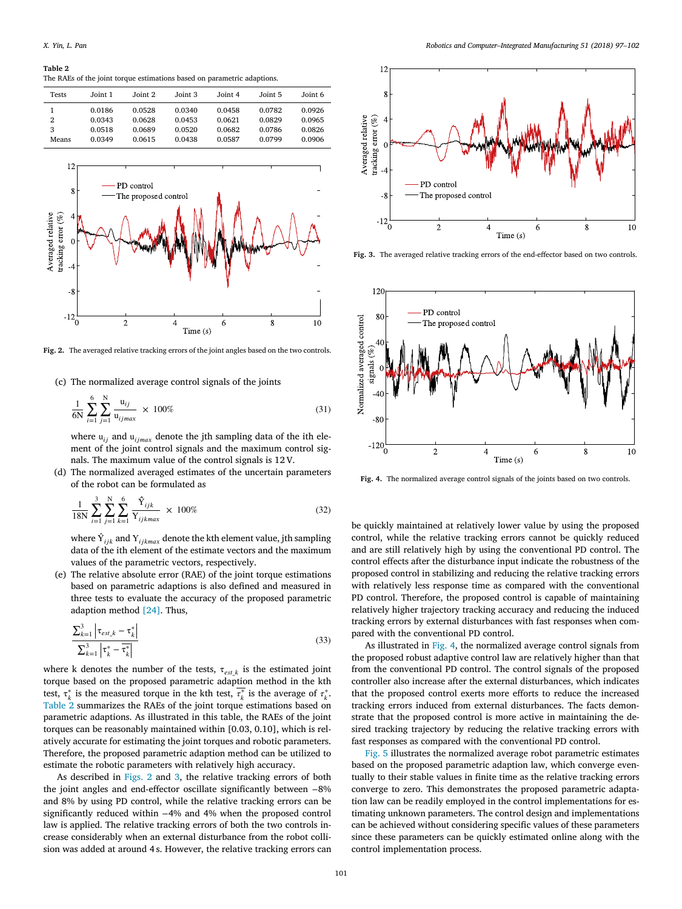**Table 2**
The RAEs of the joint torque estimations based on parametric adaptions.

| Tests | Joint 1 | Joint 2 | Joint 3 | Joint 4 | Joint 5 | Joint 6 |
|---|---|---|---|---|---|---|
| 1 | 0.0186 | 0.0528 | 0.0340 | 0.0458 | 0.0782 | 0.0926 |
| 2 | 0.0343 | 0.0628 | 0.0453 | 0.0621 | 0.0829 | 0.0965 |
| 3 | 0.0518 | 0.0689 | 0.0520 | 0.0682 | 0.0786 | 0.0826 |
| Means | 0.0349 | 0.0615 | 0.0438 | 0.0587 | 0.0799 | 0.0906 |

PD control
The proposed control
Averaged relative tracking error (%)
Time (s)

**Fig. 2.** The averaged relative tracking errors of the joint angles based on the two controls.

(c) The normalized average control signals of the joints

$$\frac{1}{6\mathrm{N}}\sum_{i=1}^{6}\sum_{j=1}^{\mathrm{N}}\frac{\mathrm{u}_{ij}}{\mathrm{u}_{ijmax}} \times 100\% \tag{31}$$

where $u_{ij}$ and $u_{ijmax}$ denote the jth sampling data of the ith element of the joint control signals and the maximum control signals. The maximum value of the control signals is 12 V.

(d) The normalized averaged estimates of the uncertain parameters of the robot can be formulated as

$$\frac{1}{18\mathrm{N}}\sum_{i=1}^{3}\sum_{j=1}^{\mathrm{N}}\sum_{k=1}^{6}\frac{\hat{\mathrm{Y}}_{ijk}}{\mathrm{Y}_{ijkmax}} \times 100\% \tag{32}$$

where $\hat{Y}_{ijk}$ and $Y_{ijkmax}$ denote the kth element value, jth sampling data of the ith element of the estimate vectors and the maximum values of the parametric vectors, respectively.

(e) The relative absolute error (RAE) of the joint torque estimations based on parametric adaptions is also defined and measured in three tests to evaluate the accuracy of the proposed parametric adaption method [24]. Thus,

$$\frac{\sum_{k=1}^{3}\left|\tau_{est\_k}-\tau_k^*\right|}{\sum_{k=1}^{3}\left|\tau_k^*-\overline{\tau_k^*}\right|} \tag{33}$$

where k denotes the number of the tests, $\tau_{est\_k}$ is the estimated joint torque based on the proposed parametric adaption method in the kth test, $\tau_k^*$ is the measured torque in the kth test, $\overline{\tau_k^*}$ is the average of $\tau_k^*$. Table 2 summarizes the RAEs of the joint torque estimations based on parametric adaptions. As illustrated in this table, the RAEs of the joint torques can be reasonably maintained within [0.03, 0.10], which is relatively accurate for estimating the joint torques and robotic parameters. Therefore, the proposed parametric adaption method can be utilized to estimate the robotic parameters with relatively high accuracy.

As described in Figs. 2 and 3, the relative tracking errors of both the joint angles and end-effector oscillate significantly between −8% and 8% by using PD control, while the relative tracking errors can be significantly reduced within −4% and 4% when the proposed control law is applied. The relative tracking errors of both the two controls increase considerably when an external disturbance from the robot collision was added at around 4 s. However, the relative tracking errors can be quickly maintained at relatively lower value by using the proposed control, while the relative tracking errors cannot be quickly reduced and are still relatively high by using the conventional PD control. The control effects after the disturbance input indicate the robustness of the proposed control in stabilizing and reducing the relative tracking errors with relatively less response time as compared with the conventional PD control. Therefore, the proposed control is capable of maintaining relatively higher trajectory tracking accuracy and reducing the induced tracking errors by external disturbances with fast responses when compared with the conventional PD control.

PD control
The proposed control
Averaged relative tracking error (%)
Time (s)

**Fig. 3.** The averaged relative tracking errors of the end-effector based on two controls.

PD control
The proposed control
Normalized averaged control signals (%)
Time (s)

**Fig. 4.** The normalized average control signals of the joints based on two controls.

As illustrated in Fig. 4, the normalized average control signals from the proposed robust adaptive control law are relatively higher than that from the conventional PD control. The control signals of the proposed controller also increase after the external disturbances, which indicates that the proposed control exerts more efforts to reduce the increased tracking errors induced from external disturbances. The facts demonstrate that the proposed control is more active in maintaining the desired tracking trajectory by reducing the relative tracking errors with fast responses as compared with the conventional PD control.

Fig. 5 illustrates the normalized average robot parametric estimates based on the proposed parametric adaption law, which converge eventually to their stable values in finite time as the relative tracking errors converge to zero. This demonstrates the proposed parametric adaptation law can be readily employed in the control implementations for estimating unknown parameters. The control design and implementations can be achieved without considering specific values of these parameters since these parameters can be quickly estimated online along with the control implementation process.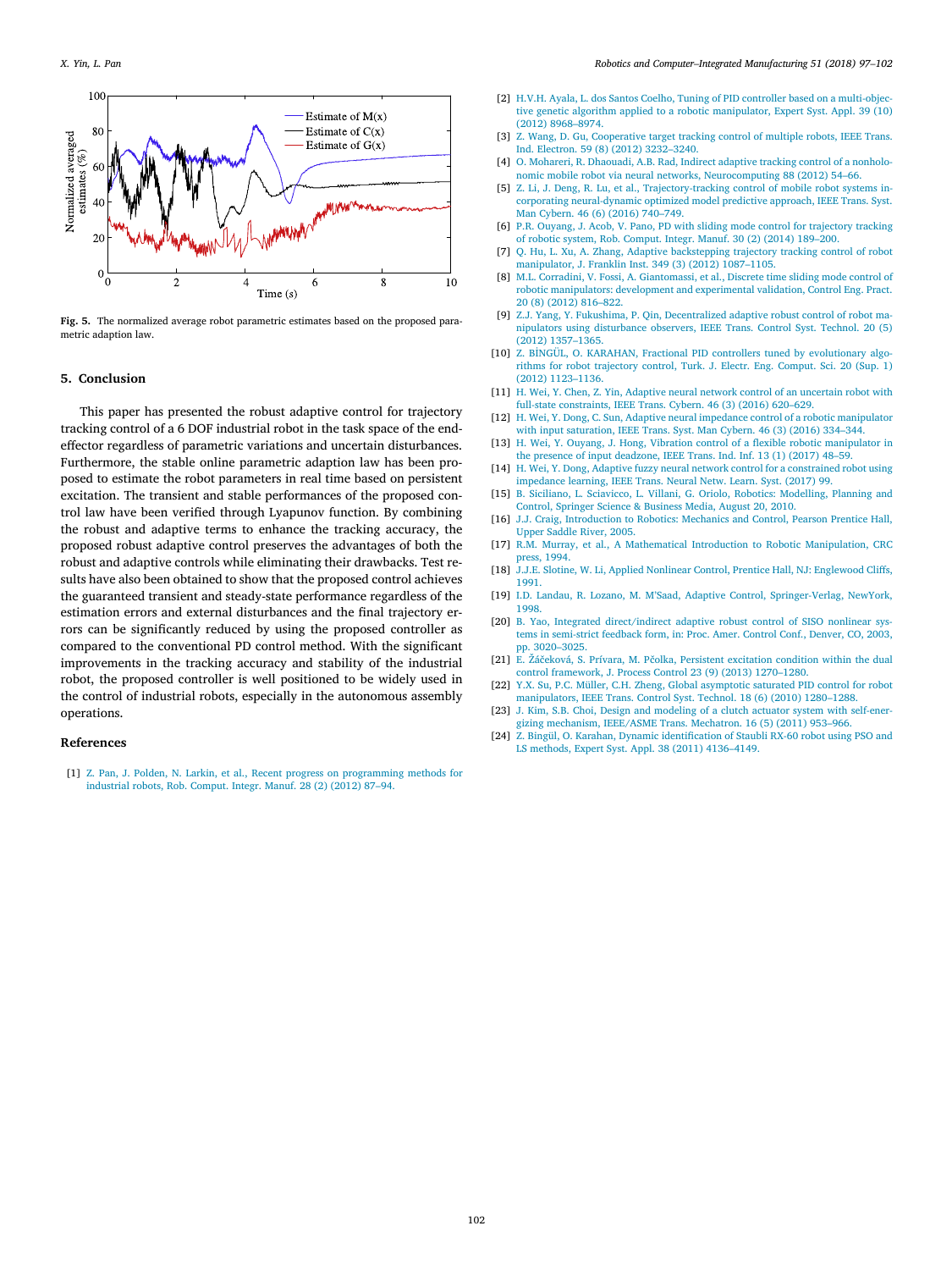100
80
60
40
20
0
0
2
4
6
8
10
Normalized averaged estimates (%)
Time (s)
Estimate of M(x)
Estimate of C(x)
Estimate of G(x)

**Fig. 5.** The normalized average robot parametric estimates based on the proposed parametric adaption law.

## 5. Conclusion

This paper has presented the robust adaptive control for trajectory tracking control of a 6 DOF industrial robot in the task space of the end-effector regardless of parametric variations and uncertain disturbances. Furthermore, the stable online parametric adaption law has been proposed to estimate the robot parameters in real time based on persistent excitation. The transient and stable performances of the proposed control law have been verified through Lyapunov function. By combining the robust and adaptive terms to enhance the tracking accuracy, the proposed robust adaptive control preserves the advantages of both the robust and adaptive controls while eliminating their drawbacks. Test results have also been obtained to show that the proposed control achieves the guaranteed transient and steady-state performance regardless of the estimation errors and external disturbances and the final trajectory errors can be significantly reduced by using the proposed controller as compared to the conventional PD control method. With the significant improvements in the tracking accuracy and stability of the industrial robot, the proposed controller is well positioned to be widely used in the control of industrial robots, especially in the autonomous assembly operations.

## References

[1] Z. Pan, J. Polden, N. Larkin, et al., Recent progress on programming methods for industrial robots, Rob. Comput. Integr. Manuf. 28 (2) (2012) 87–94.

[2] H.V.H. Ayala, L. dos Santos Coelho, Tuning of PID controller based on a multi-objective genetic algorithm applied to a robotic manipulator, Expert Syst. Appl. 39 (10) (2012) 8968–8974.

[3] Z. Wang, D. Gu, Cooperative target tracking control of multiple robots, IEEE Trans. Ind. Electron. 59 (8) (2012) 3232–3240.

[4] O. Mohareri, R. Dhaouadi, A.B. Rad, Indirect adaptive tracking control of a nonholonomic mobile robot via neural networks, Neurocomputing 88 (2012) 54–66.

[5] Z. Li, J. Deng, R. Lu, et al., Trajectory-tracking control of mobile robot systems incorporating neural-dynamic optimized model predictive approach, IEEE Trans. Syst. Man Cybern. 46 (6) (2016) 740–749.

[6] P.R. Ouyang, J. Acob, V. Pano, PD with sliding mode control for trajectory tracking of robotic system, Rob. Comput. Integr. Manuf. 30 (2) (2014) 189–200.

[7] Q. Hu, L. Xu, A. Zhang, Adaptive backstepping trajectory tracking control of robot manipulator, J. Franklin Inst. 349 (3) (2012) 1087–1105.

[8] M.L. Corradini, V. Fossi, A. Giantomassi, et al., Discrete time sliding mode control of robotic manipulators: development and experimental validation, Control Eng. Pract. 20 (8) (2012) 816–822.

[9] Z.J. Yang, Y. Fukushima, P. Qin, Decentralized adaptive robust control of robot manipulators using disturbance observers, IEEE Trans. Control Syst. Technol. 20 (5) (2012) 1357–1365.

[10] Z. BİNGÜL, O. KARAHAN, Fractional PID controllers tuned by evolutionary algorithms for robot trajectory control, Turk. J. Electr. Eng. Comput. Sci. 20 (Sup. 1) (2012) 1123–1136.

[11] H. Wei, Y. Chen, Z. Yin, Adaptive neural network control of an uncertain robot with full-state constraints, IEEE Trans. Cybern. 46 (3) (2016) 620–629.

[12] H. Wei, Y. Dong, C. Sun, Adaptive neural impedance control of a robotic manipulator with input saturation, IEEE Trans. Syst. Man Cybern. 46 (3) (2016) 334–344.

[13] H. Wei, Y. Ouyang, J. Hong, Vibration control of a flexible robotic manipulator in the presence of input deadzone, IEEE Trans. Ind. Inf. 13 (1) (2017) 48–59.

[14] H. Wei, Y. Dong, Adaptive fuzzy neural network control for a constrained robot using impedance learning, IEEE Trans. Neural Netw. Learn. Syst. (2017) 99.

[15] B. Siciliano, L. Sciavicco, L. Villani, G. Oriolo, Robotics: Modelling, Planning and Control, Springer Science & Business Media, August 20, 2010.

[16] J.J. Craig, Introduction to Robotics: Mechanics and Control, Pearson Prentice Hall, Upper Saddle River, 2005.

[17] R.M. Murray, et al., A Mathematical Introduction to Robotic Manipulation, CRC press, 1994.

[18] J.J.E. Slotine, W. Li, Applied Nonlinear Control, Prentice Hall, NJ: Englewood Cliffs, 1991.

[19] I.D. Landau, R. Lozano, M. M'Saad, Adaptive Control, Springer-Verlag, NewYork, 1998.

[20] B. Yao, Integrated direct/indirect adaptive robust control of SISO nonlinear systems in semi-strict feedback form, in: Proc. Amer. Control Conf., Denver, CO, 2003, pp. 3020–3025.

[21] E. Žáčeková, S. Prívara, M. Pčolka, Persistent excitation condition within the dual control framework, J. Process Control 23 (9) (2013) 1270–1280.

[22] Y.X. Su, P.C. Müller, C.H. Zheng, Global asymptotic saturated PID control for robot manipulators, IEEE Trans. Control Syst. Technol. 18 (6) (2010) 1280–1288.

[23] J. Kim, S.B. Choi, Design and modeling of a clutch actuator system with self-energizing mechanism, IEEE/ASME Trans. Mechatron. 16 (5) (2011) 953–966.

[24] Z. Bingül, O. Karahan, Dynamic identification of Staubli RX-60 robot using PSO and LS methods, Expert Syst. Appl. 38 (2011) 4136–4149.